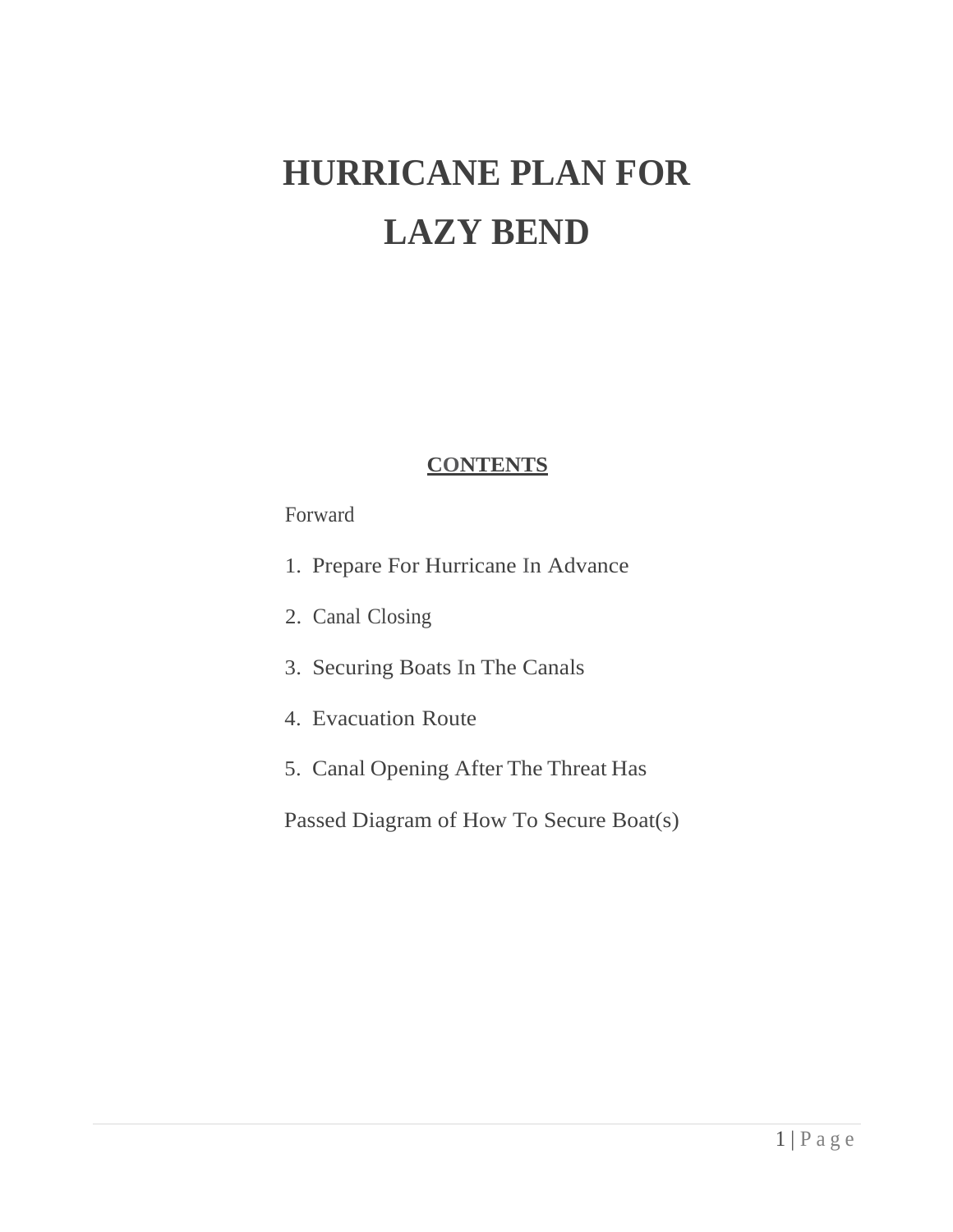# HURRICANE PLAN FOR LAZY BEND

**CONTENTS**

Forward

1. Prepare For Hurricane In Advance
2. Canal Closing
3. Securing Boats In The Canals
4. Evacuation Route
5. Canal Opening After The Threat Has

Passed Diagram of How To Secure Boat(s)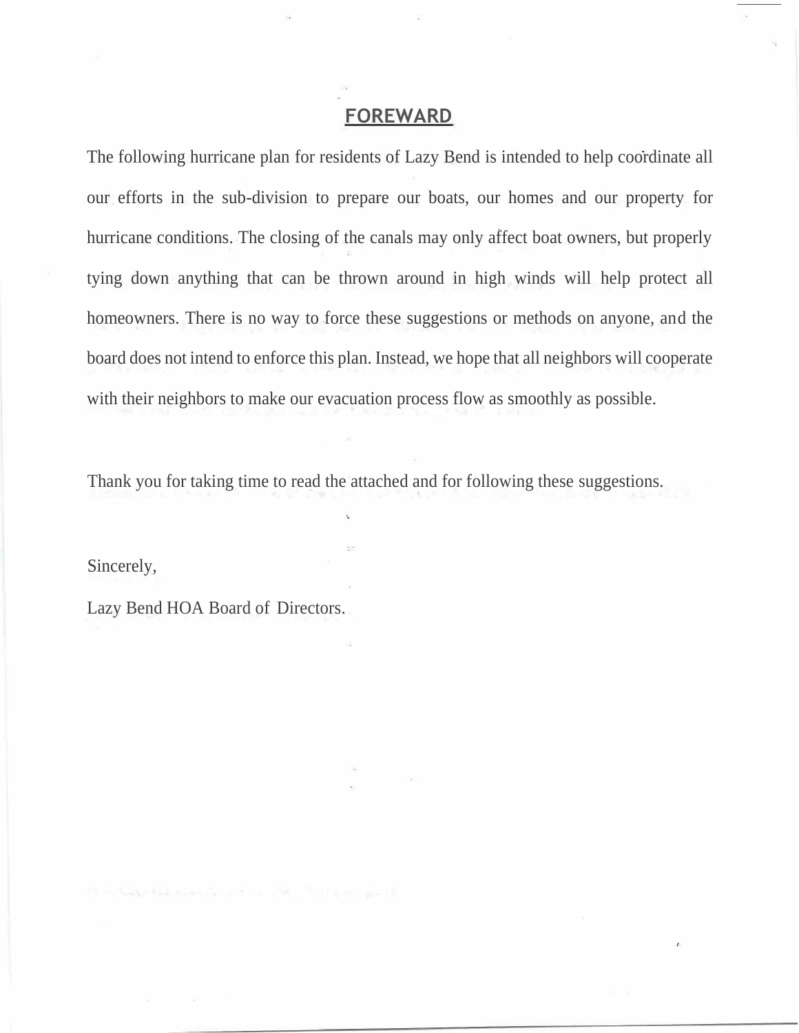## FOREWARD

The following hurricane plan for residents of Lazy Bend is intended to help coordinate all our efforts in the sub-division to prepare our boats, our homes and our property for hurricane conditions. The closing of the canals may only affect boat owners, but properly tying down anything that can be thrown around in high winds will help protect all homeowners. There is no way to force these suggestions or methods on anyone, and the board does not intend to enforce this plan. Instead, we hope that all neighbors will cooperate with their neighbors to make our evacuation process flow as smoothly as possible.

Thank you for taking time to read the attached and for following these suggestions.

Sincerely,

Lazy Bend HOA Board of Directors.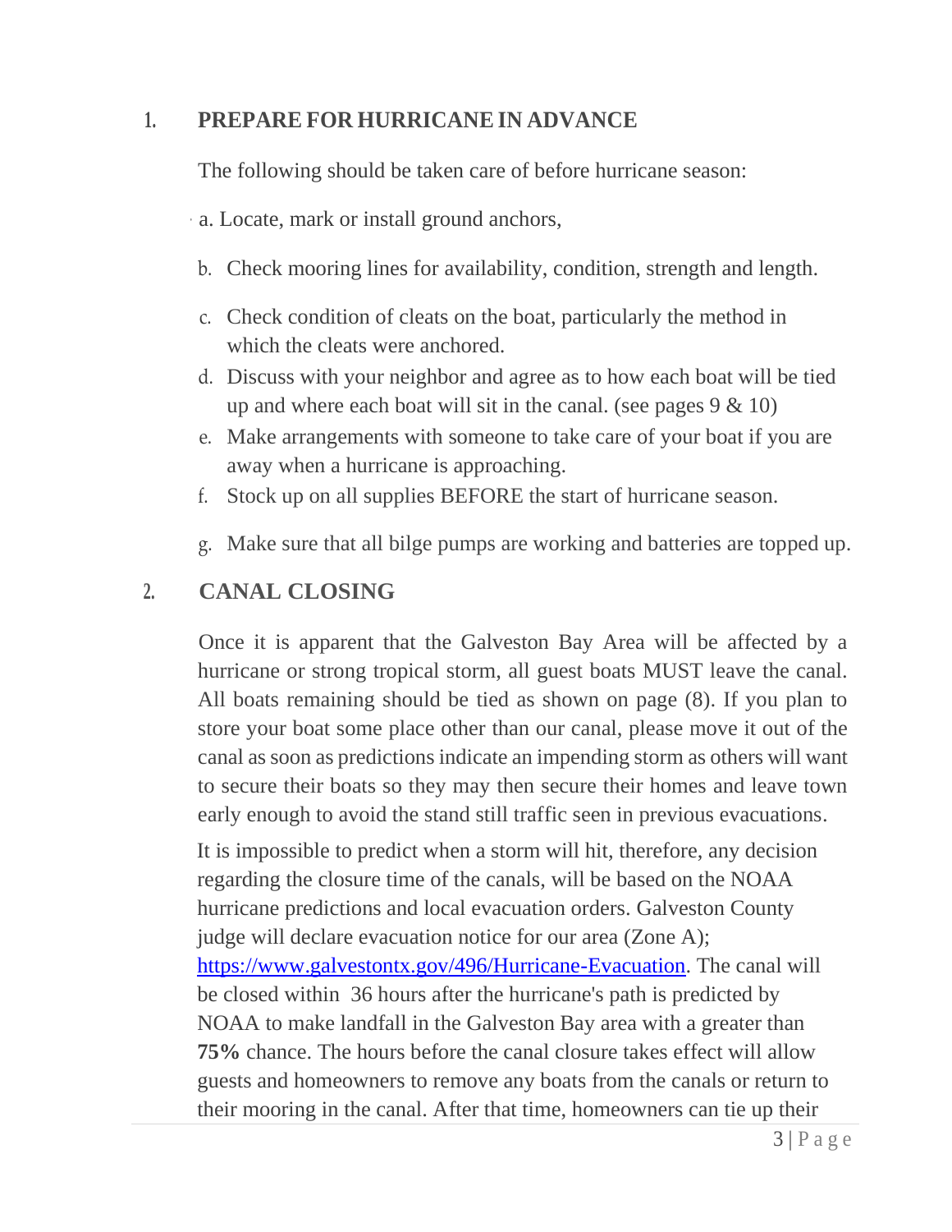## 1. PREPARE FOR HURRICANE IN ADVANCE

The following should be taken care of before hurricane season:

a. Locate, mark or install ground anchors,

b. Check mooring lines for availability, condition, strength and length.

c. Check condition of cleats on the boat, particularly the method in which the cleats were anchored.

d. Discuss with your neighbor and agree as to how each boat will be tied up and where each boat will sit in the canal. (see pages 9 & 10)

e. Make arrangements with someone to take care of your boat if you are away when a hurricane is approaching.

f. Stock up on all supplies BEFORE the start of hurricane season.

g. Make sure that all bilge pumps are working and batteries are topped up.

## 2. CANAL CLOSING

Once it is apparent that the Galveston Bay Area will be affected by a hurricane or strong tropical storm, all guest boats MUST leave the canal. All boats remaining should be tied as shown on page (8). If you plan to store your boat some place other than our canal, please move it out of the canal as soon as predictions indicate an impending storm as others will want to secure their boats so they may then secure their homes and leave town early enough to avoid the stand still traffic seen in previous evacuations.

It is impossible to predict when a storm will hit, therefore, any decision regarding the closure time of the canals, will be based on the NOAA hurricane predictions and local evacuation orders. Galveston County judge will declare evacuation notice for our area (Zone A); [https://www.galvestontx.gov/496/Hurricane-Evacuation](https://www.galvestontx.gov/496/Hurricane-Evacuation). The canal will be closed within 36 hours after the hurricane's path is predicted by NOAA to make landfall in the Galveston Bay area with a greater than **75%** chance. The hours before the canal closure takes effect will allow guests and homeowners to remove any boats from the canals or return to their mooring in the canal. After that time, homeowners can tie up their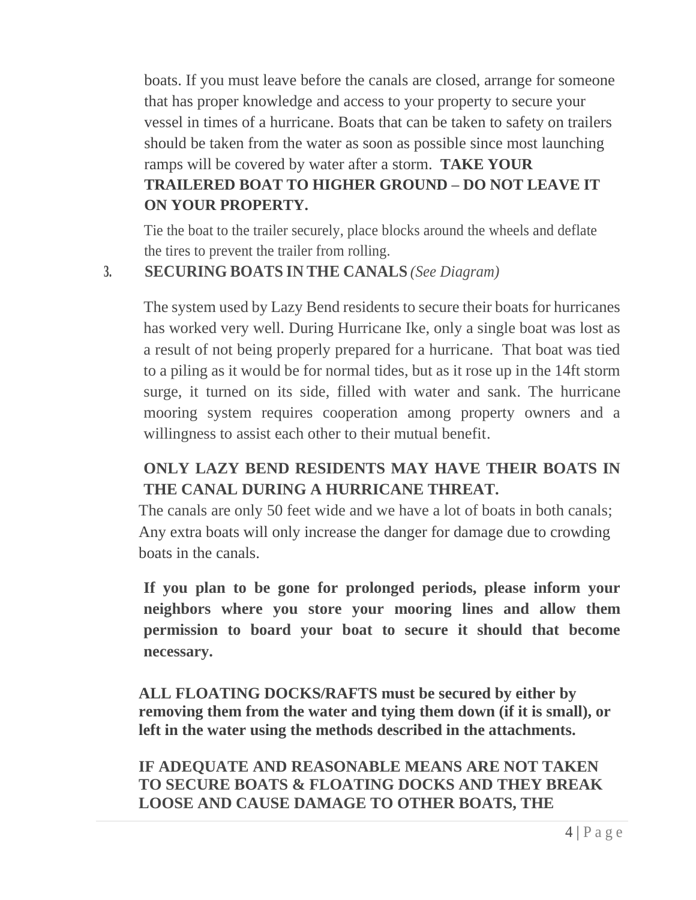boats. If you must leave before the canals are closed, arrange for someone that has proper knowledge and access to your property to secure your vessel in times of a hurricane. Boats that can be taken to safety on trailers should be taken from the water as soon as possible since most launching ramps will be covered by water after a storm. **TAKE YOUR TRAILERED BOAT TO HIGHER GROUND – DO NOT LEAVE IT ON YOUR PROPERTY.**

Tie the boat to the trailer securely, place blocks around the wheels and deflate the tires to prevent the trailer from rolling.

3. **SECURING BOATS IN THE CANALS** *(See Diagram)*

The system used by Lazy Bend residents to secure their boats for hurricanes has worked very well. During Hurricane Ike, only a single boat was lost as a result of not being properly prepared for a hurricane. That boat was tied to a piling as it would be for normal tides, but as it rose up in the 14ft storm surge, it turned on its side, filled with water and sank. The hurricane mooring system requires cooperation among property owners and a willingness to assist each other to their mutual benefit.

**ONLY LAZY BEND RESIDENTS MAY HAVE THEIR BOATS IN THE CANAL DURING A HURRICANE THREAT.**

The canals are only 50 feet wide and we have a lot of boats in both canals; Any extra boats will only increase the danger for damage due to crowding boats in the canals.

**If you plan to be gone for prolonged periods, please inform your neighbors where you store your mooring lines and allow them permission to board your boat to secure it should that become necessary.**

**ALL FLOATING DOCKS/RAFTS must be secured by either by removing them from the water and tying them down (if it is small), or left in the water using the methods described in the attachments.**

**IF ADEQUATE AND REASONABLE MEANS ARE NOT TAKEN TO SECURE BOATS & FLOATING DOCKS AND THEY BREAK LOOSE AND CAUSE DAMAGE TO OTHER BOATS, THE**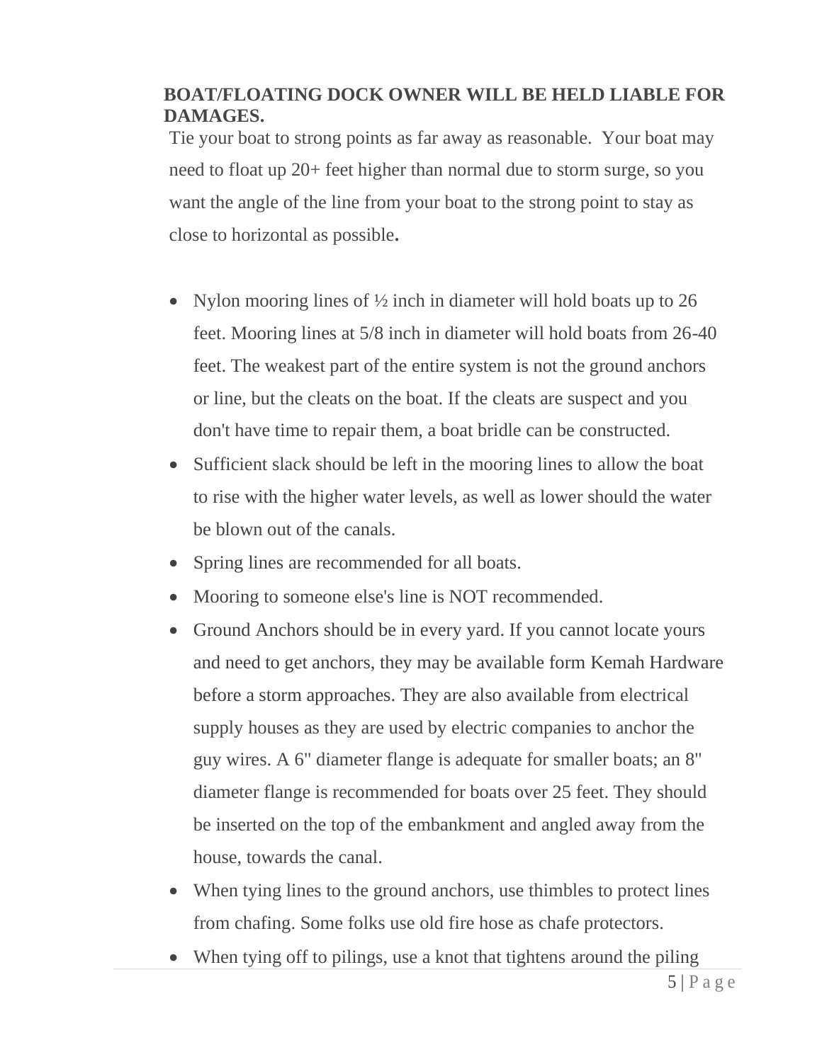**BOAT/FLOATING DOCK OWNER WILL BE HELD LIABLE FOR DAMAGES.**

Tie your boat to strong points as far away as reasonable. Your boat may need to float up 20+ feet higher than normal due to storm surge, so you want the angle of the line from your boat to the strong point to stay as close to horizontal as possible**.**

- Nylon mooring lines of ½ inch in diameter will hold boats up to 26 feet. Mooring lines at 5/8 inch in diameter will hold boats from 26-40 feet. The weakest part of the entire system is not the ground anchors or line, but the cleats on the boat. If the cleats are suspect and you don't have time to repair them, a boat bridle can be constructed.
- Sufficient slack should be left in the mooring lines to allow the boat to rise with the higher water levels, as well as lower should the water be blown out of the canals.
- Spring lines are recommended for all boats.
- Mooring to someone else's line is NOT recommended.
- Ground Anchors should be in every yard. If you cannot locate yours and need to get anchors, they may be available form Kemah Hardware before a storm approaches. They are also available from electrical supply houses as they are used by electric companies to anchor the guy wires. A 6" diameter flange is adequate for smaller boats; an 8" diameter flange is recommended for boats over 25 feet. They should be inserted on the top of the embankment and angled away from the house, towards the canal.
- When tying lines to the ground anchors, use thimbles to protect lines from chafing. Some folks use old fire hose as chafe protectors.
- When tying off to pilings, use a knot that tightens around the piling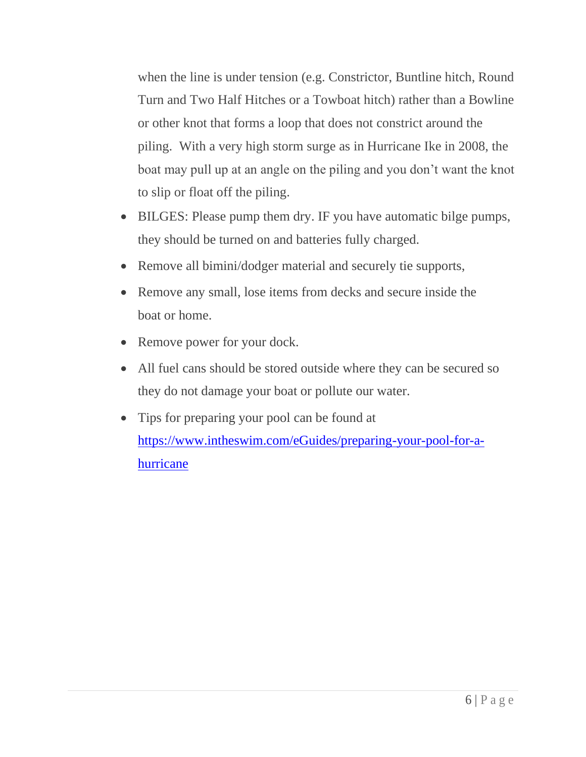when the line is under tension (e.g. Constrictor, Buntline hitch, Round Turn and Two Half Hitches or a Towboat hitch) rather than a Bowline or other knot that forms a loop that does not constrict around the piling. With a very high storm surge as in Hurricane Ike in 2008, the boat may pull up at an angle on the piling and you don't want the knot to slip or float off the piling.

- BILGES: Please pump them dry. IF you have automatic bilge pumps, they should be turned on and batteries fully charged.
- Remove all bimini/dodger material and securely tie supports,
- Remove any small, lose items from decks and secure inside the boat or home.
- Remove power for your dock.
- All fuel cans should be stored outside where they can be secured so they do not damage your boat or pollute our water.
- Tips for preparing your pool can be found at [https://www.intheswim.com/eGuides/preparing-your-pool-for-a-hurricane](https://www.intheswim.com/eGuides/preparing-your-pool-for-a-hurricane)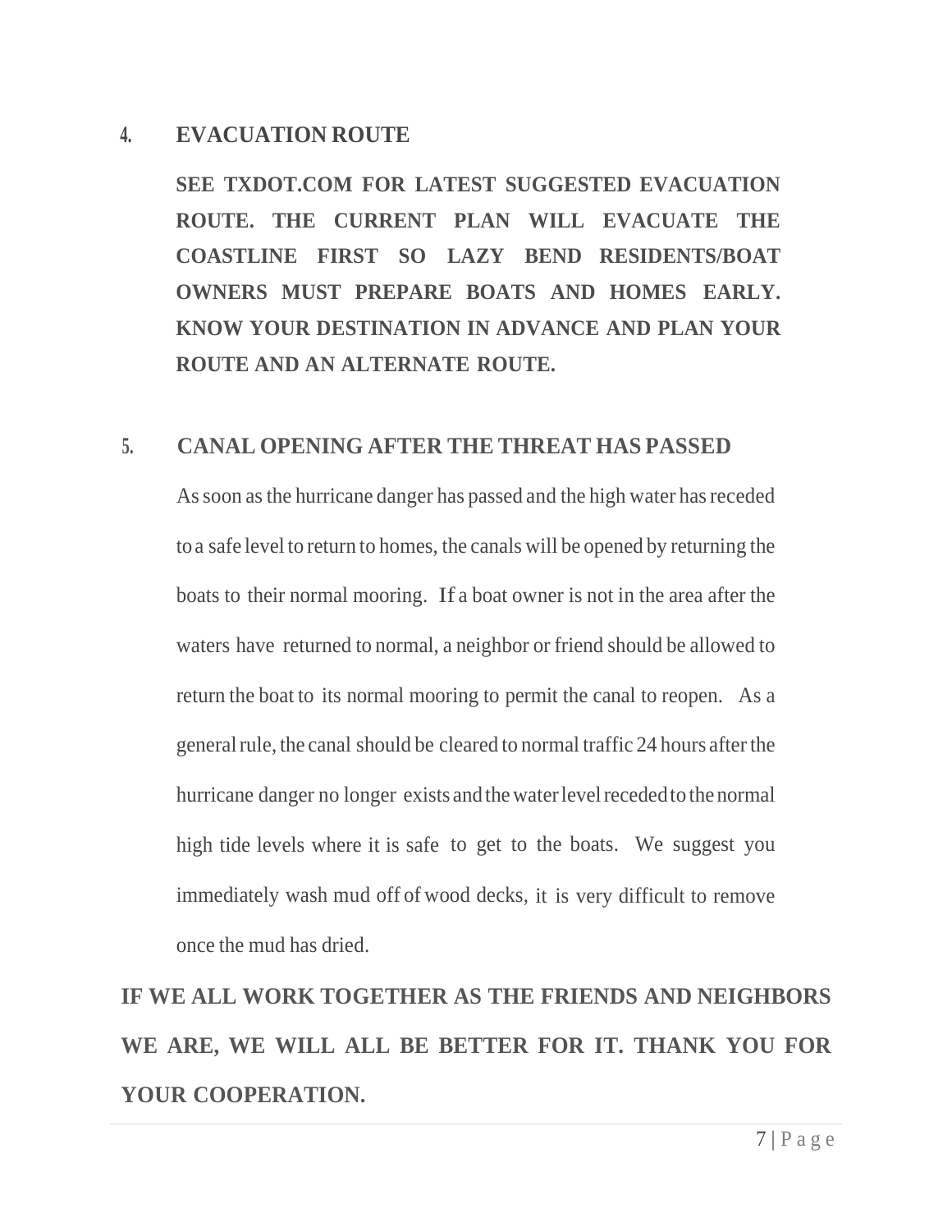## 4. EVACUATION ROUTE

**SEE TXDOT.COM FOR LATEST SUGGESTED EVACUATION ROUTE. THE CURRENT PLAN WILL EVACUATE THE COASTLINE FIRST SO LAZY BEND RESIDENTS/BOAT OWNERS MUST PREPARE BOATS AND HOMES EARLY. KNOW YOUR DESTINATION IN ADVANCE AND PLAN YOUR ROUTE AND AN ALTERNATE ROUTE.**

## 5. CANAL OPENING AFTER THE THREAT HAS PASSED

As soon as the hurricane danger has passed and the high water has receded to a safe level to return to homes, the canals will be opened by returning the boats to their normal mooring. If a boat owner is not in the area after the waters have returned to normal, a neighbor or friend should be allowed to return the boat to its normal mooring to permit the canal to reopen. As a general rule, the canal should be cleared to normal traffic 24 hours after the hurricane danger no longer exists and the water level receded to the normal high tide levels where it is safe to get to the boats. We suggest you immediately wash mud off of wood decks, it is very difficult to remove once the mud has dried.

**IF WE ALL WORK TOGETHER AS THE FRIENDS AND NEIGHBORS WE ARE, WE WILL ALL BE BETTER FOR IT. THANK YOU FOR YOUR COOPERATION.**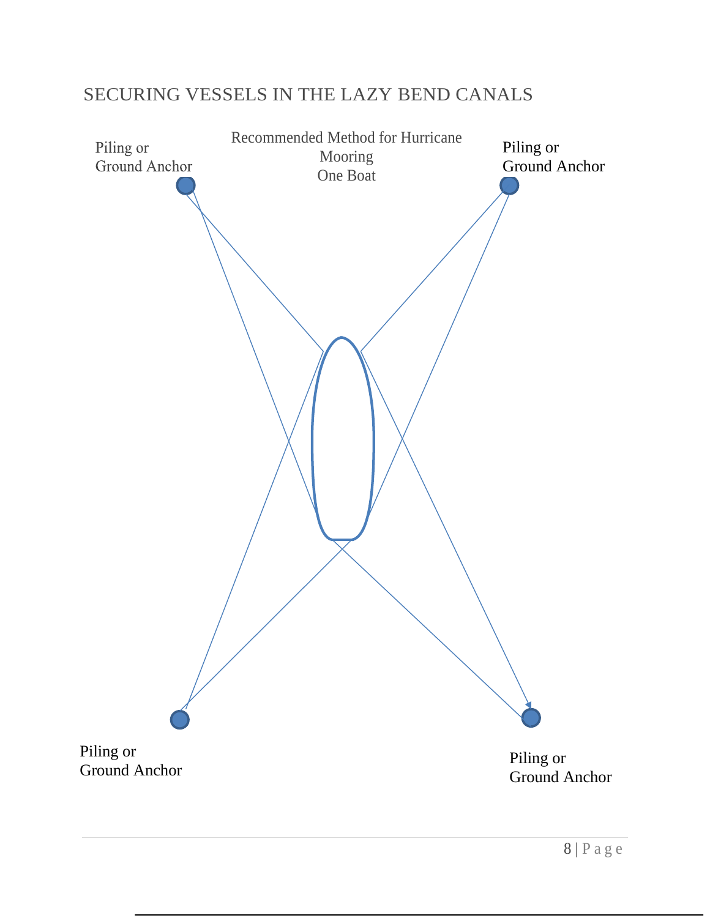# SECURING VESSELS IN THE LAZY BEND CANALS

Recommended Method for Hurricane Mooring
One Boat

Piling or Ground Anchor

Piling or Ground Anchor

Piling or Ground Anchor

Piling or Ground Anchor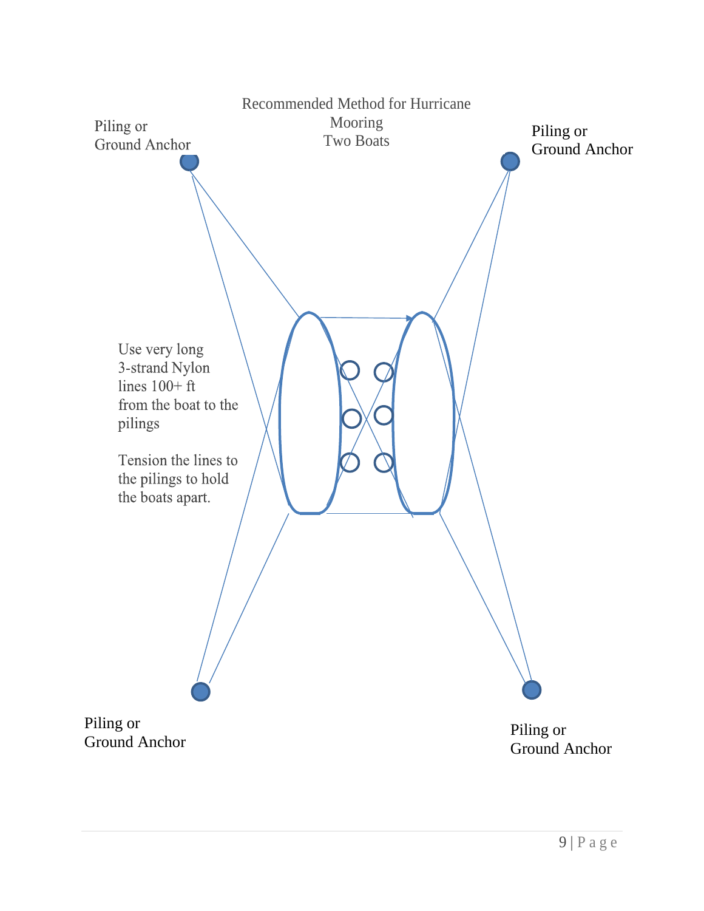Recommended Method for Hurricane Mooring
Two Boats

Piling or
Ground Anchor

Piling or
Ground Anchor

Use very long
3-strand Nylon
lines 100+ ft
from the boat to the
pilings

Tension the lines to
the pilings to hold
the boats apart.

Piling or
Ground Anchor

Piling or
Ground Anchor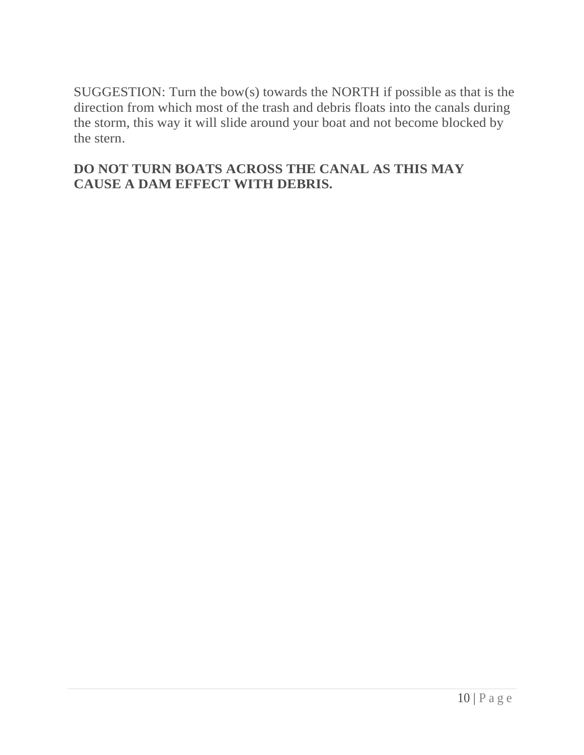SUGGESTION: Turn the bow(s) towards the NORTH if possible as that is the direction from which most of the trash and debris floats into the canals during the storm, this way it will slide around your boat and not become blocked by the stern.

**DO NOT TURN BOATS ACROSS THE CANAL AS THIS MAY CAUSE A DAM EFFECT WITH DEBRIS.**